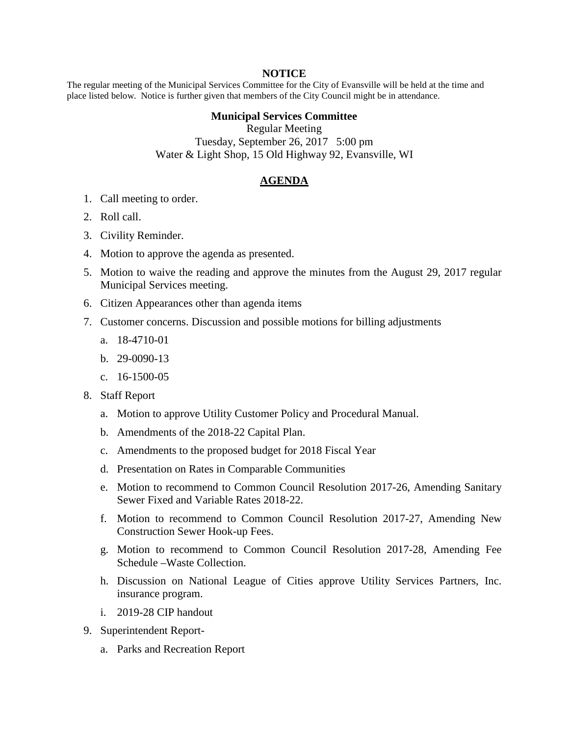**NOTICE**

The regular meeting of the Municipal Services Committee for the City of Evansville will be held at the time and place listed below. Notice is further given that members of the City Council might be in attendance.

**Municipal Services Committee**

Regular Meeting

Tuesday, September 26, 2017 5:00 pm

Water & Light Shop, 15 Old Highway 92, Evansville, WI

## AGENDA

1. Call meeting to order.
2. Roll call.
3. Civility Reminder.
4. Motion to approve the agenda as presented.
5. Motion to waive the reading and approve the minutes from the August 29, 2017 regular Municipal Services meeting.
6. Citizen Appearances other than agenda items
7. Customer concerns. Discussion and possible motions for billing adjustments
   a. 18-4710-01
   b. 29-0090-13
   c. 16-1500-05
8. Staff Report
   a. Motion to approve Utility Customer Policy and Procedural Manual.
   b. Amendments of the 2018-22 Capital Plan.
   c. Amendments to the proposed budget for 2018 Fiscal Year
   d. Presentation on Rates in Comparable Communities
   e. Motion to recommend to Common Council Resolution 2017-26, Amending Sanitary Sewer Fixed and Variable Rates 2018-22.
   f. Motion to recommend to Common Council Resolution 2017-27, Amending New Construction Sewer Hook-up Fees.
   g. Motion to recommend to Common Council Resolution 2017-28, Amending Fee Schedule –Waste Collection.
   h. Discussion on National League of Cities approve Utility Services Partners, Inc. insurance program.
   i. 2019-28 CIP handout
9. Superintendent Report-
   a. Parks and Recreation Report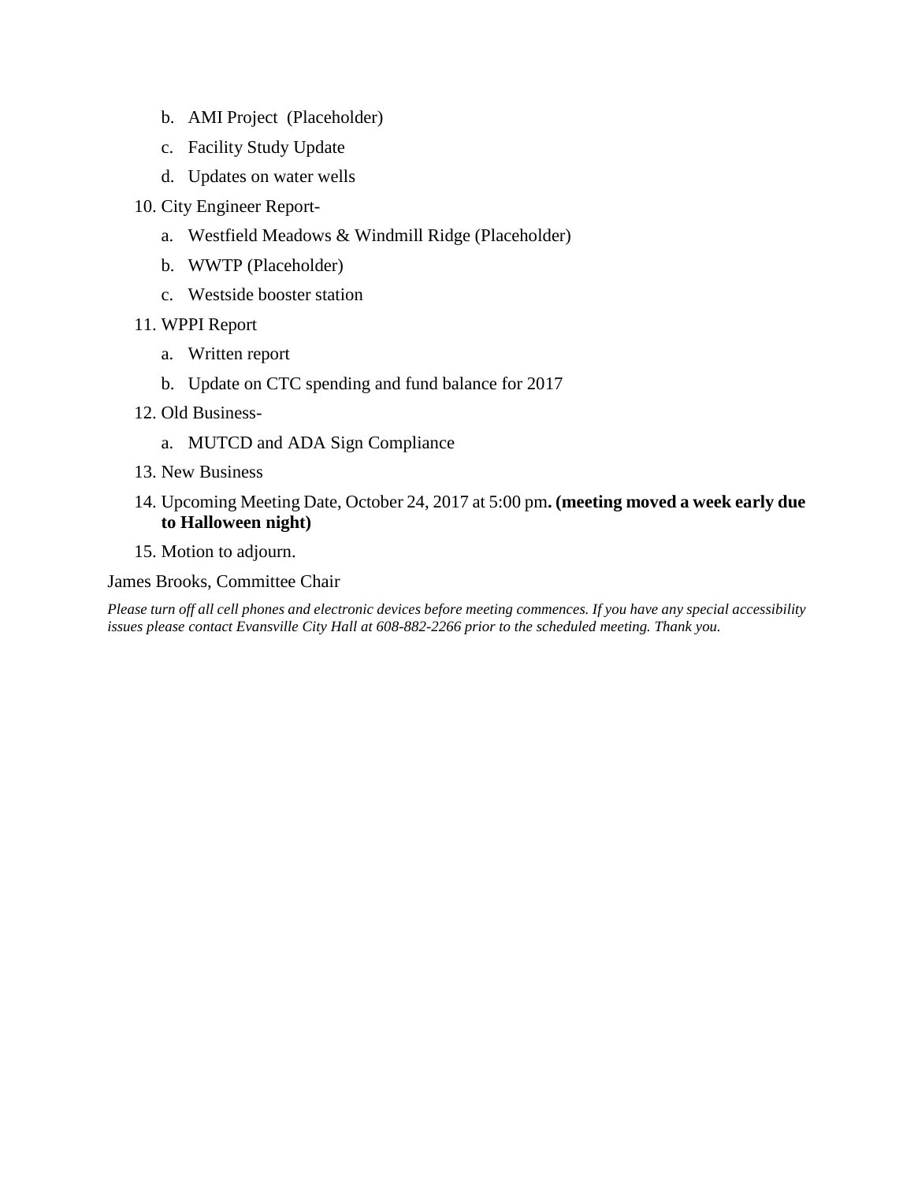b. AMI Project  (Placeholder)
   c. Facility Study Update
   d. Updates on water wells
10. City Engineer Report-
    a. Westfield Meadows & Windmill Ridge (Placeholder)
    b. WWTP (Placeholder)
    c. Westside booster station
11. WPPI Report
    a. Written report
    b. Update on CTC spending and fund balance for 2017
12. Old Business-
    a. MUTCD and ADA Sign Compliance
13. New Business
14. Upcoming Meeting Date, October 24, 2017 at 5:00 pm**. (meeting moved a week early due to Halloween night)**
15. Motion to adjourn.

James Brooks, Committee Chair

*Please turn off all cell phones and electronic devices before meeting commences. If you have any special accessibility issues please contact Evansville City Hall at 608-882-2266 prior to the scheduled meeting. Thank you.*